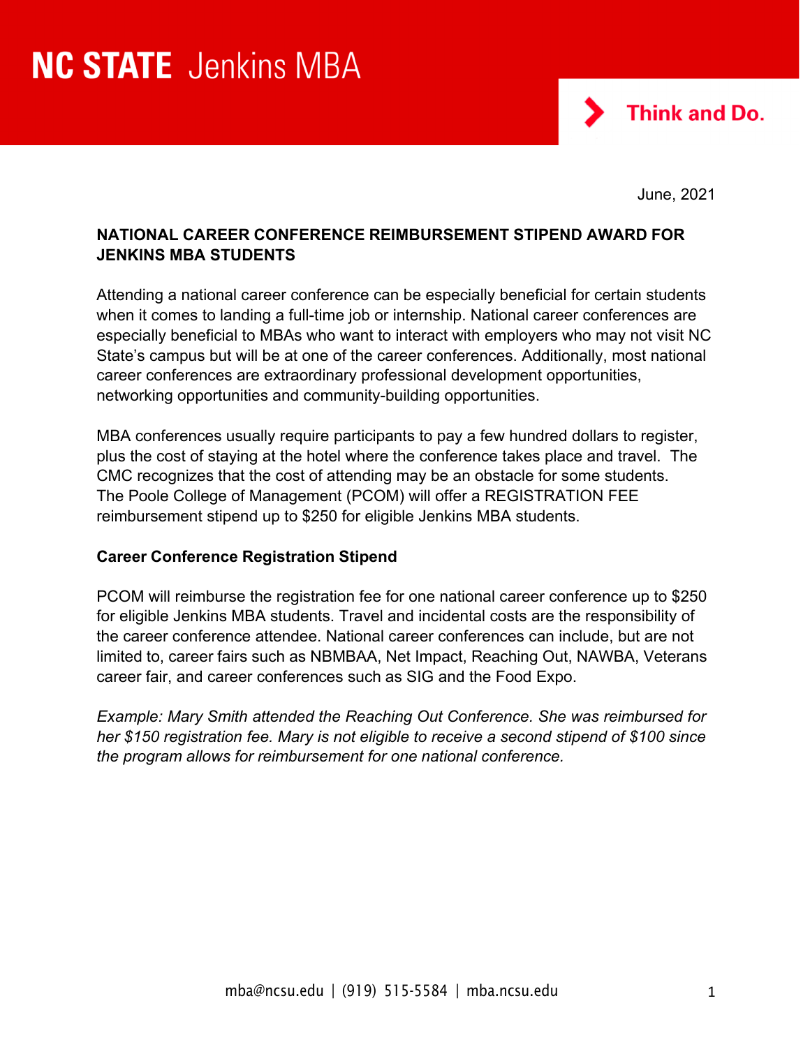NC STATE Jenkins MBA

Think and Do.

June, 2021

**NATIONAL CAREER CONFERENCE REIMBURSEMENT STIPEND AWARD FOR JENKINS MBA STUDENTS**

Attending a national career conference can be especially beneficial for certain students when it comes to landing a full-time job or internship. National career conferences are especially beneficial to MBAs who want to interact with employers who may not visit NC State's campus but will be at one of the career conferences. Additionally, most national career conferences are extraordinary professional development opportunities, networking opportunities and community-building opportunities.

MBA conferences usually require participants to pay a few hundred dollars to register, plus the cost of staying at the hotel where the conference takes place and travel. The CMC recognizes that the cost of attending may be an obstacle for some students. The Poole College of Management (PCOM) will offer a REGISTRATION FEE reimbursement stipend up to $250 for eligible Jenkins MBA students.

**Career Conference Registration Stipend**

PCOM will reimburse the registration fee for one national career conference up to $250 for eligible Jenkins MBA students. Travel and incidental costs are the responsibility of the career conference attendee. National career conferences can include, but are not limited to, career fairs such as NBMBAA, Net Impact, Reaching Out, NAWBA, Veterans career fair, and career conferences such as SIG and the Food Expo.

*Example: Mary Smith attended the Reaching Out Conference. She was reimbursed for her $150 registration fee. Mary is not eligible to receive a second stipend of $100 since the program allows for reimbursement for one national conference.*

mba@ncsu.edu | (919) 515-5584 | mba.ncsu.edu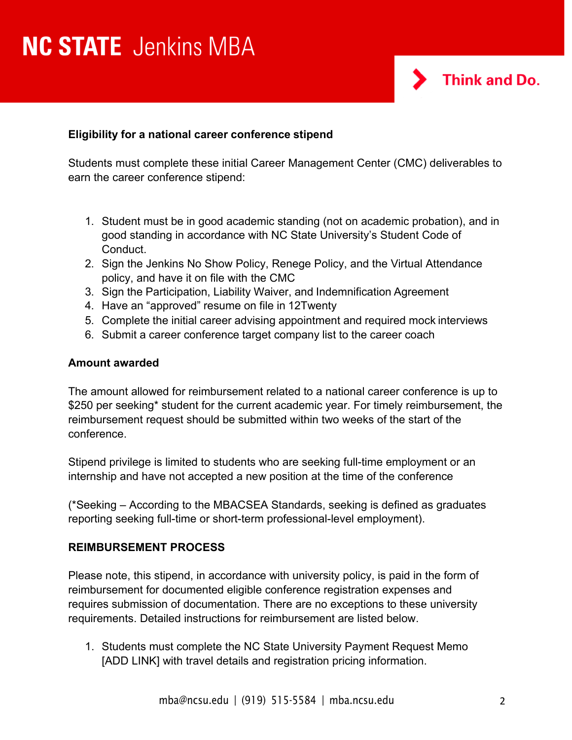**Eligibility for a national career conference stipend**

Students must complete these initial Career Management Center (CMC) deliverables to earn the career conference stipend:

1. Student must be in good academic standing (not on academic probation), and in good standing in accordance with NC State University's Student Code of Conduct.
2. Sign the Jenkins No Show Policy, Renege Policy, and the Virtual Attendance policy, and have it on file with the CMC
3. Sign the Participation, Liability Waiver, and Indemnification Agreement
4. Have an "approved" resume on file in 12Twenty
5. Complete the initial career advising appointment and required mock interviews
6. Submit a career conference target company list to the career coach

**Amount awarded**

The amount allowed for reimbursement related to a national career conference is up to $250 per seeking* student for the current academic year. For timely reimbursement, the reimbursement request should be submitted within two weeks of the start of the conference.

Stipend privilege is limited to students who are seeking full-time employment or an internship and have not accepted a new position at the time of the conference

(*Seeking – According to the MBACSEA Standards, seeking is defined as graduates reporting seeking full-time or short-term professional-level employment).

**REIMBURSEMENT PROCESS**

Please note, this stipend, in accordance with university policy, is paid in the form of reimbursement for documented eligible conference registration expenses and requires submission of documentation. There are no exceptions to these university requirements. Detailed instructions for reimbursement are listed below.

1. Students must complete the NC State University Payment Request Memo [ADD LINK] with travel details and registration pricing information.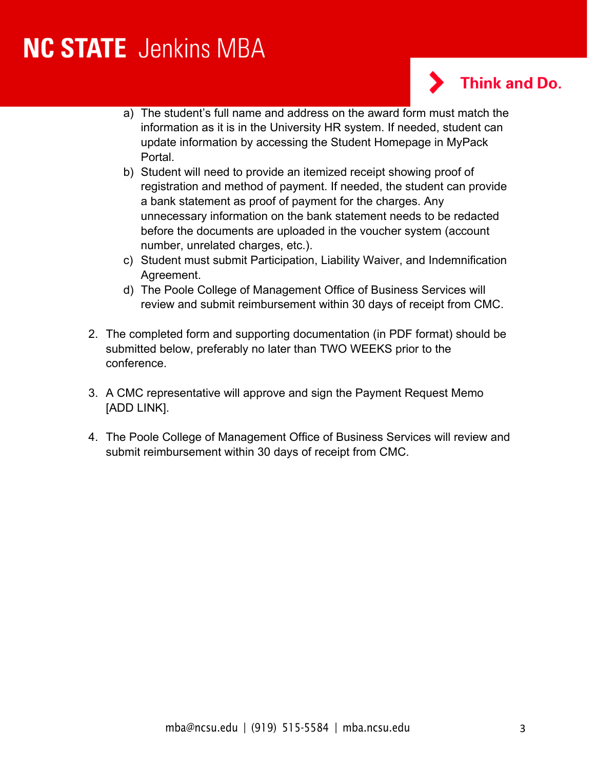a) The student's full name and address on the award form must match the information as it is in the University HR system. If needed, student can update information by accessing the Student Homepage in MyPack Portal.
b) Student will need to provide an itemized receipt showing proof of registration and method of payment. If needed, the student can provide a bank statement as proof of payment for the charges. Any unnecessary information on the bank statement needs to be redacted before the documents are uploaded in the voucher system (account number, unrelated charges, etc.).
c) Student must submit Participation, Liability Waiver, and Indemnification Agreement.
d) The Poole College of Management Office of Business Services will review and submit reimbursement within 30 days of receipt from CMC.

2. The completed form and supporting documentation (in PDF format) should be submitted below, preferably no later than TWO WEEKS prior to the conference.

3. A CMC representative will approve and sign the Payment Request Memo [ADD LINK].

4. The Poole College of Management Office of Business Services will review and submit reimbursement within 30 days of receipt from CMC.